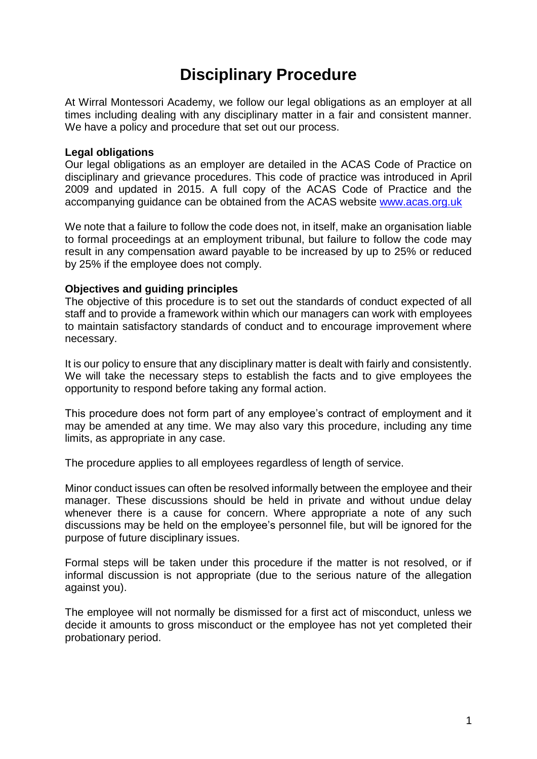# Disciplinary Procedure

At Wirral Montessori Academy, we follow our legal obligations as an employer at all times including dealing with any disciplinary matter in a fair and consistent manner. We have a policy and procedure that set out our process.

**Legal obligations**

Our legal obligations as an employer are detailed in the ACAS Code of Practice on disciplinary and grievance procedures. This code of practice was introduced in April 2009 and updated in 2015. A full copy of the ACAS Code of Practice and the accompanying guidance can be obtained from the ACAS website [www.acas.org.uk](http://www.acas.org.uk)

We note that a failure to follow the code does not, in itself, make an organisation liable to formal proceedings at an employment tribunal, but failure to follow the code may result in any compensation award payable to be increased by up to 25% or reduced by 25% if the employee does not comply.

**Objectives and guiding principles**

The objective of this procedure is to set out the standards of conduct expected of all staff and to provide a framework within which our managers can work with employees to maintain satisfactory standards of conduct and to encourage improvement where necessary.

It is our policy to ensure that any disciplinary matter is dealt with fairly and consistently. We will take the necessary steps to establish the facts and to give employees the opportunity to respond before taking any formal action.

This procedure does not form part of any employee's contract of employment and it may be amended at any time. We may also vary this procedure, including any time limits, as appropriate in any case.

The procedure applies to all employees regardless of length of service.

Minor conduct issues can often be resolved informally between the employee and their manager. These discussions should be held in private and without undue delay whenever there is a cause for concern. Where appropriate a note of any such discussions may be held on the employee's personnel file, but will be ignored for the purpose of future disciplinary issues.

Formal steps will be taken under this procedure if the matter is not resolved, or if informal discussion is not appropriate (due to the serious nature of the allegation against you).

The employee will not normally be dismissed for a first act of misconduct, unless we decide it amounts to gross misconduct or the employee has not yet completed their probationary period.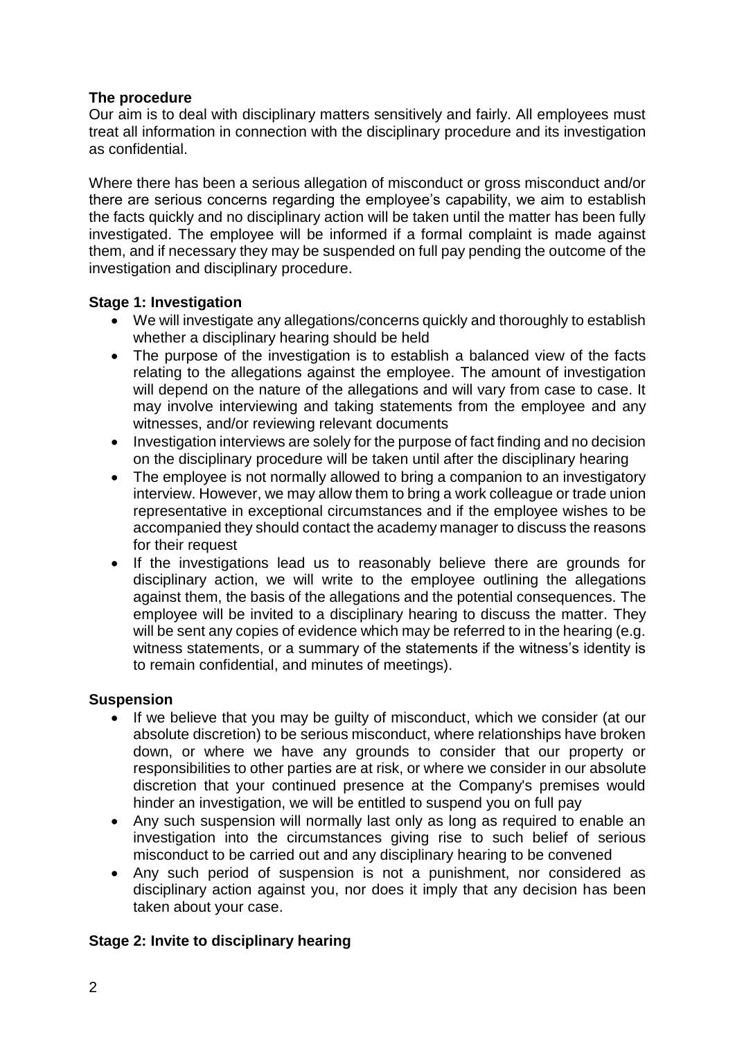**The procedure**

Our aim is to deal with disciplinary matters sensitively and fairly. All employees must treat all information in connection with the disciplinary procedure and its investigation as confidential.

Where there has been a serious allegation of misconduct or gross misconduct and/or there are serious concerns regarding the employee's capability, we aim to establish the facts quickly and no disciplinary action will be taken until the matter has been fully investigated. The employee will be informed if a formal complaint is made against them, and if necessary they may be suspended on full pay pending the outcome of the investigation and disciplinary procedure.

**Stage 1: Investigation**

- We will investigate any allegations/concerns quickly and thoroughly to establish whether a disciplinary hearing should be held
- The purpose of the investigation is to establish a balanced view of the facts relating to the allegations against the employee. The amount of investigation will depend on the nature of the allegations and will vary from case to case. It may involve interviewing and taking statements from the employee and any witnesses, and/or reviewing relevant documents
- Investigation interviews are solely for the purpose of fact finding and no decision on the disciplinary procedure will be taken until after the disciplinary hearing
- The employee is not normally allowed to bring a companion to an investigatory interview. However, we may allow them to bring a work colleague or trade union representative in exceptional circumstances and if the employee wishes to be accompanied they should contact the academy manager to discuss the reasons for their request
- If the investigations lead us to reasonably believe there are grounds for disciplinary action, we will write to the employee outlining the allegations against them, the basis of the allegations and the potential consequences. The employee will be invited to a disciplinary hearing to discuss the matter. They will be sent any copies of evidence which may be referred to in the hearing (e.g. witness statements, or a summary of the statements if the witness's identity is to remain confidential, and minutes of meetings).

**Suspension**

- If we believe that you may be guilty of misconduct, which we consider (at our absolute discretion) to be serious misconduct, where relationships have broken down, or where we have any grounds to consider that our property or responsibilities to other parties are at risk, or where we consider in our absolute discretion that your continued presence at the Company's premises would hinder an investigation, we will be entitled to suspend you on full pay
- Any such suspension will normally last only as long as required to enable an investigation into the circumstances giving rise to such belief of serious misconduct to be carried out and any disciplinary hearing to be convened
- Any such period of suspension is not a punishment, nor considered as disciplinary action against you, nor does it imply that any decision has been taken about your case.

**Stage 2: Invite to disciplinary hearing**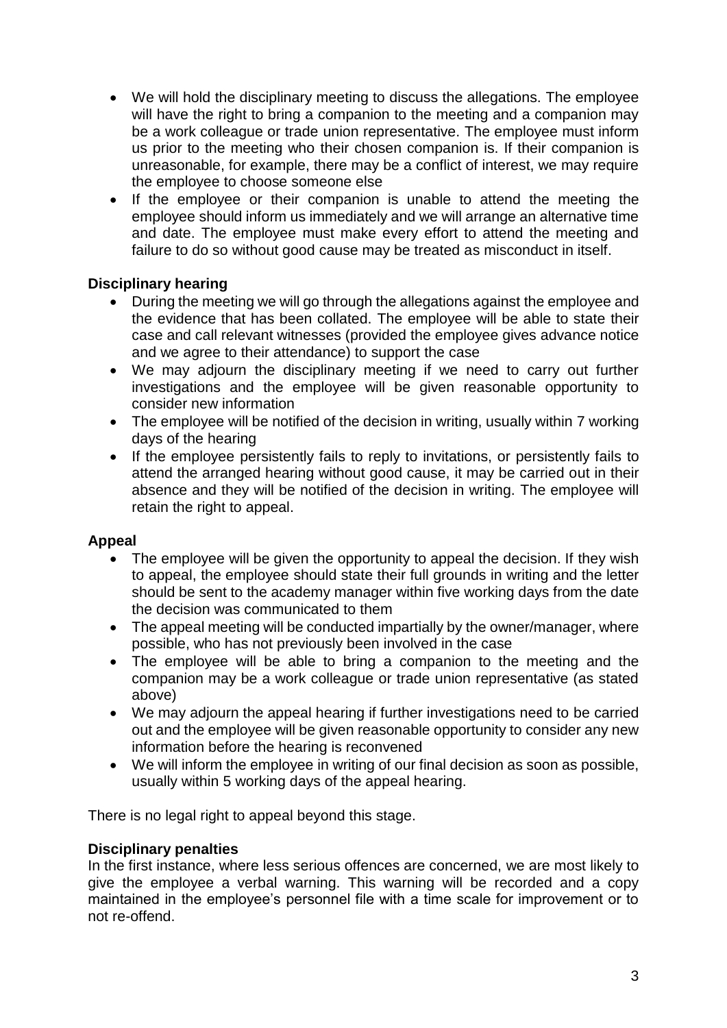- We will hold the disciplinary meeting to discuss the allegations. The employee will have the right to bring a companion to the meeting and a companion may be a work colleague or trade union representative. The employee must inform us prior to the meeting who their chosen companion is. If their companion is unreasonable, for example, there may be a conflict of interest, we may require the employee to choose someone else
- If the employee or their companion is unable to attend the meeting the employee should inform us immediately and we will arrange an alternative time and date. The employee must make every effort to attend the meeting and failure to do so without good cause may be treated as misconduct in itself.

**Disciplinary hearing**

- During the meeting we will go through the allegations against the employee and the evidence that has been collated. The employee will be able to state their case and call relevant witnesses (provided the employee gives advance notice and we agree to their attendance) to support the case
- We may adjourn the disciplinary meeting if we need to carry out further investigations and the employee will be given reasonable opportunity to consider new information
- The employee will be notified of the decision in writing, usually within 7 working days of the hearing
- If the employee persistently fails to reply to invitations, or persistently fails to attend the arranged hearing without good cause, it may be carried out in their absence and they will be notified of the decision in writing. The employee will retain the right to appeal.

**Appeal**

- The employee will be given the opportunity to appeal the decision. If they wish to appeal, the employee should state their full grounds in writing and the letter should be sent to the academy manager within five working days from the date the decision was communicated to them
- The appeal meeting will be conducted impartially by the owner/manager, where possible, who has not previously been involved in the case
- The employee will be able to bring a companion to the meeting and the companion may be a work colleague or trade union representative (as stated above)
- We may adjourn the appeal hearing if further investigations need to be carried out and the employee will be given reasonable opportunity to consider any new information before the hearing is reconvened
- We will inform the employee in writing of our final decision as soon as possible, usually within 5 working days of the appeal hearing.

There is no legal right to appeal beyond this stage.

**Disciplinary penalties**

In the first instance, where less serious offences are concerned, we are most likely to give the employee a verbal warning. This warning will be recorded and a copy maintained in the employee's personnel file with a time scale for improvement or to not re-offend.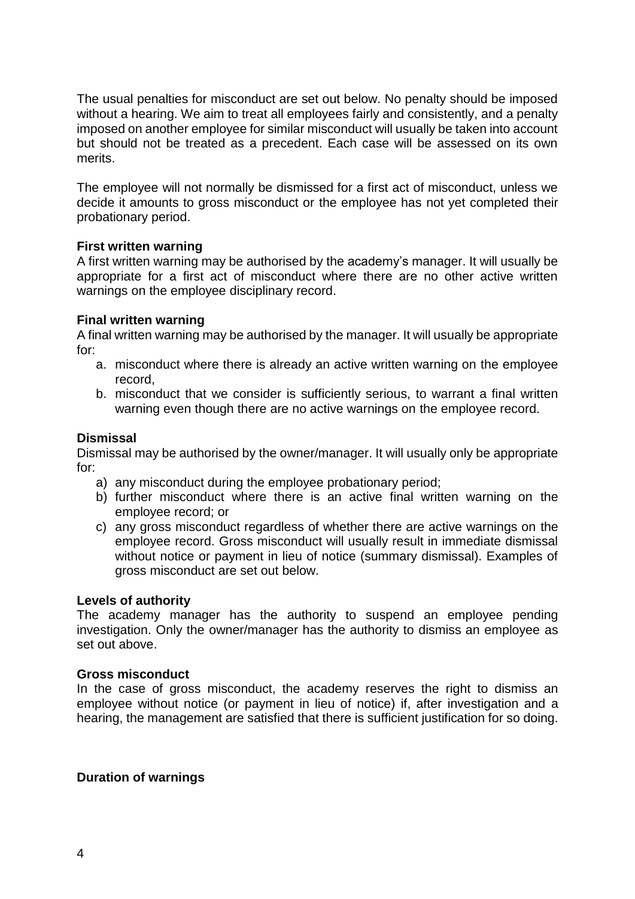The usual penalties for misconduct are set out below. No penalty should be imposed without a hearing. We aim to treat all employees fairly and consistently, and a penalty imposed on another employee for similar misconduct will usually be taken into account but should not be treated as a precedent. Each case will be assessed on its own merits.

The employee will not normally be dismissed for a first act of misconduct, unless we decide it amounts to gross misconduct or the employee has not yet completed their probationary period.

**First written warning**
A first written warning may be authorised by the academy's manager. It will usually be appropriate for a first act of misconduct where there are no other active written warnings on the employee disciplinary record.

**Final written warning**
A final written warning may be authorised by the manager. It will usually be appropriate for:

a. misconduct where there is already an active written warning on the employee record,
b. misconduct that we consider is sufficiently serious, to warrant a final written warning even though there are no active warnings on the employee record.

**Dismissal**
Dismissal may be authorised by the owner/manager. It will usually only be appropriate for:

a) any misconduct during the employee probationary period;
b) further misconduct where there is an active final written warning on the employee record; or
c) any gross misconduct regardless of whether there are active warnings on the employee record. Gross misconduct will usually result in immediate dismissal without notice or payment in lieu of notice (summary dismissal). Examples of gross misconduct are set out below.

**Levels of authority**
The academy manager has the authority to suspend an employee pending investigation. Only the owner/manager has the authority to dismiss an employee as set out above.

**Gross misconduct**
In the case of gross misconduct, the academy reserves the right to dismiss an employee without notice (or payment in lieu of notice) if, after investigation and a hearing, the management are satisfied that there is sufficient justification for so doing.

**Duration of warnings**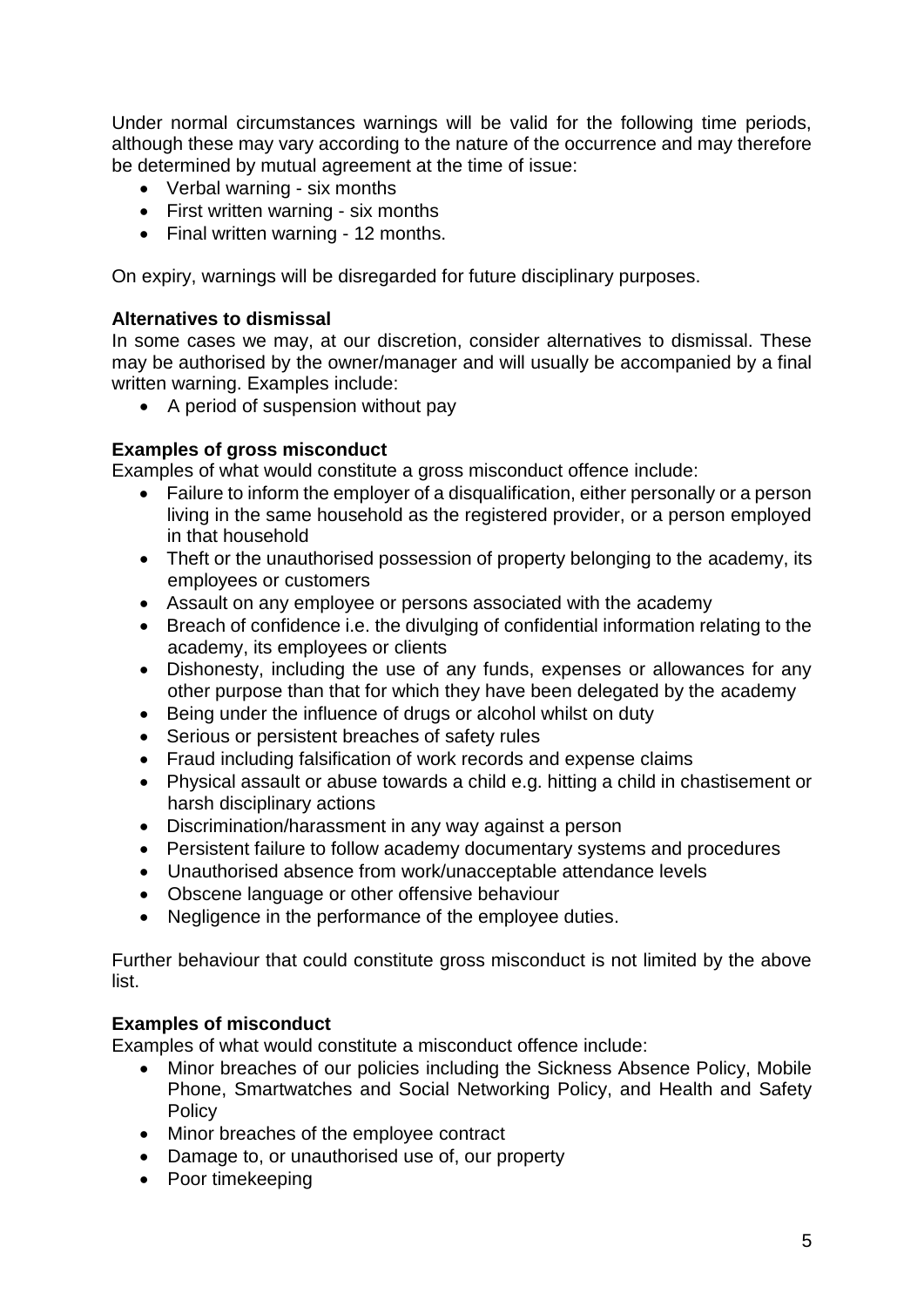Under normal circumstances warnings will be valid for the following time periods, although these may vary according to the nature of the occurrence and may therefore be determined by mutual agreement at the time of issue:

- Verbal warning - six months
- First written warning - six months
- Final written warning - 12 months.

On expiry, warnings will be disregarded for future disciplinary purposes.

**Alternatives to dismissal**

In some cases we may, at our discretion, consider alternatives to dismissal. These may be authorised by the owner/manager and will usually be accompanied by a final written warning. Examples include:

- A period of suspension without pay

**Examples of gross misconduct**

Examples of what would constitute a gross misconduct offence include:

- Failure to inform the employer of a disqualification, either personally or a person living in the same household as the registered provider, or a person employed in that household
- Theft or the unauthorised possession of property belonging to the academy, its employees or customers
- Assault on any employee or persons associated with the academy
- Breach of confidence i.e. the divulging of confidential information relating to the academy, its employees or clients
- Dishonesty, including the use of any funds, expenses or allowances for any other purpose than that for which they have been delegated by the academy
- Being under the influence of drugs or alcohol whilst on duty
- Serious or persistent breaches of safety rules
- Fraud including falsification of work records and expense claims
- Physical assault or abuse towards a child e.g. hitting a child in chastisement or harsh disciplinary actions
- Discrimination/harassment in any way against a person
- Persistent failure to follow academy documentary systems and procedures
- Unauthorised absence from work/unacceptable attendance levels
- Obscene language or other offensive behaviour
- Negligence in the performance of the employee duties.

Further behaviour that could constitute gross misconduct is not limited by the above list.

**Examples of misconduct**

Examples of what would constitute a misconduct offence include:

- Minor breaches of our policies including the Sickness Absence Policy, Mobile Phone, Smartwatches and Social Networking Policy, and Health and Safety Policy
- Minor breaches of the employee contract
- Damage to, or unauthorised use of, our property
- Poor timekeeping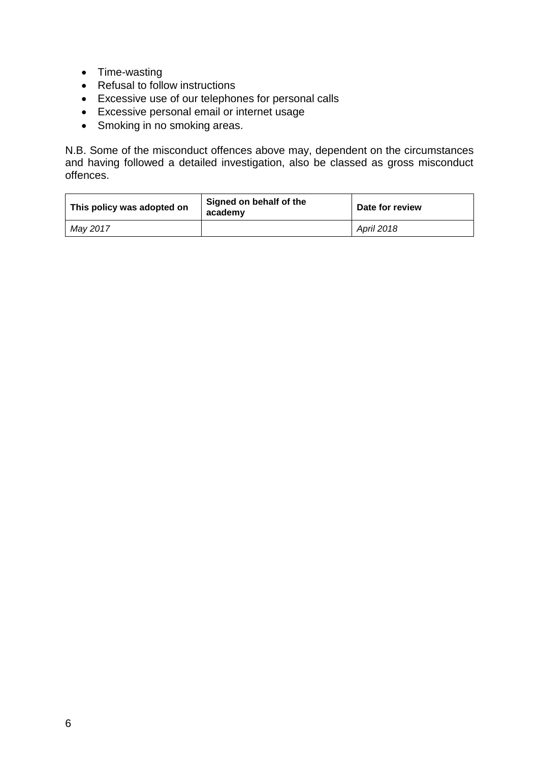- Time-wasting
- Refusal to follow instructions
- Excessive use of our telephones for personal calls
- Excessive personal email or internet usage
- Smoking in no smoking areas.

N.B. Some of the misconduct offences above may, dependent on the circumstances and having followed a detailed investigation, also be classed as gross misconduct offences.

| This policy was adopted on | Signed on behalf of the academy | Date for review |
|---|---|---|
| *May 2017* | | *April 2018* |